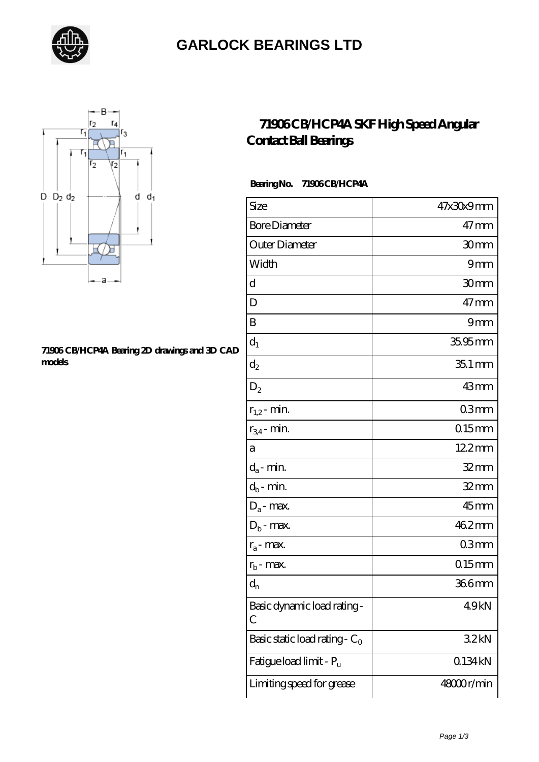# GARLOCK BEARINGS LTD

## 71906 CB/HCP4A SKF High Speed Angular Contact Ball Bearings

71906 CB/HCP4A Bearing 2D drawings and 3D CAD models

**Bearing No. 71906 CB/HCP4A**

| | |
|---|---|
| Size | 47x30x9 mm |
| Bore Diameter | 47 mm |
| Outer Diameter | 30 mm |
| Width | 9 mm |
| d | 30 mm |
| D | 47 mm |
| B | 9 mm |
| $d_1$ | 35.95 mm |
| $d_2$ | 35.1 mm |
| $D_2$ | 43 mm |
| $r_{1,2}$ - min. | 0.3 mm |
| $r_{3,4}$ - min. | 0.15 mm |
| a | 12.2 mm |
| $d_a$ - min. | 32 mm |
| $d_b$ - min. | 32 mm |
| $D_a$ - max. | 45 mm |
| $D_b$ - max. | 46.2 mm |
| $r_a$ - max. | 0.3 mm |
| $r_b$ - max. | 0.15 mm |
| $d_n$ | 36.6 mm |
| Basic dynamic load rating - C | 4.9 kN |
| Basic static load rating - $C_0$ | 3.2 kN |
| Fatigue load limit - $P_u$ | 0.134 kN |
| Limiting speed for grease | 48000 r/min |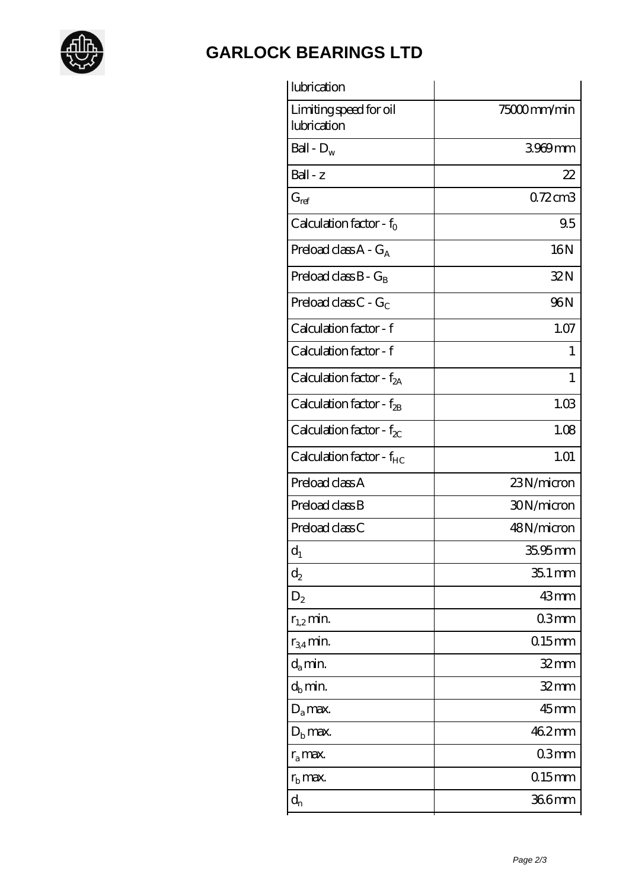# GARLOCK BEARINGS LTD

| | |
|---|---|
| lubrication | |
| Limiting speed for oil lubrication | 75000 mm/min |
| Ball - $D_w$ | 3.969 mm |
| Ball - z | 22 |
| $G_{ref}$ | 0.72 cm3 |
| Calculation factor - $f_0$ | 9.5 |
| Preload class A - $G_A$ | 16 N |
| Preload class B - $G_B$ | 32 N |
| Preload class C - $G_C$ | 96 N |
| Calculation factor - f | 1.07 |
| Calculation factor - f | 1 |
| Calculation factor - $f_{2A}$ | 1 |
| Calculation factor - $f_{2B}$ | 1.03 |
| Calculation factor - $f_{2C}$ | 1.08 |
| Calculation factor - $f_{HC}$ | 1.01 |
| Preload class A | 23 N/micron |
| Preload class B | 30 N/micron |
| Preload class C | 48 N/micron |
| $d_1$ | 35.95 mm |
| $d_2$ | 35.1 mm |
| $D_2$ | 43 mm |
| $r_{1,2}$ min. | 0.3 mm |
| $r_{3,4}$ min. | 0.15 mm |
| $d_a$ min. | 32 mm |
| $d_b$ min. | 32 mm |
| $D_a$ max. | 45 mm |
| $D_b$ max. | 46.2 mm |
| $r_a$ max. | 0.3 mm |
| $r_b$ max. | 0.15 mm |
| $d_n$ | 36.6 mm |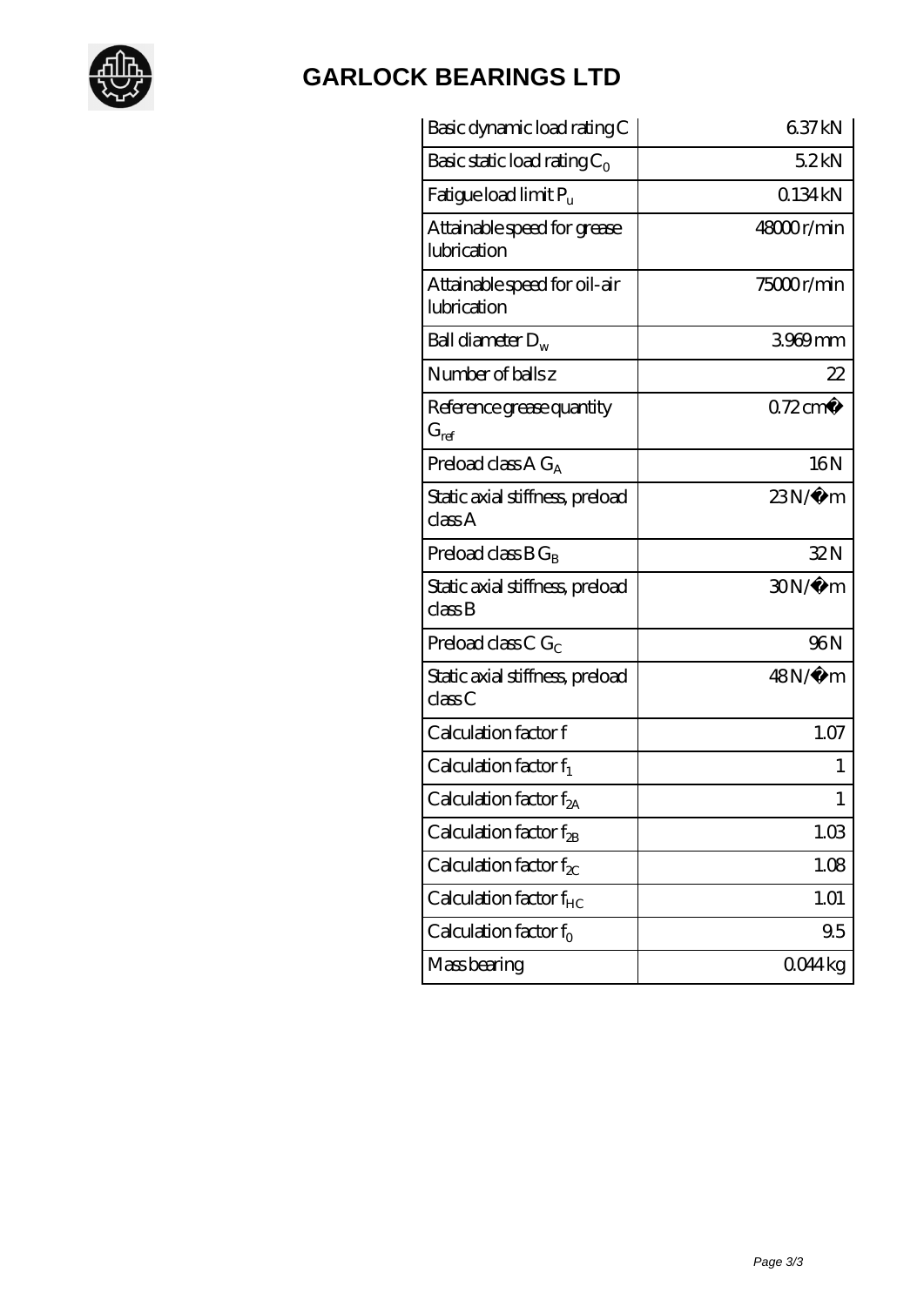# GARLOCK BEARINGS LTD

| | |
|---|---|
| Basic dynamic load rating C | 6.37 kN |
| Basic static load rating $C_0$ | 5.2 kN |
| Fatigue load limit $P_u$ | 0.134 kN |
| Attainable speed for grease lubrication | 48000 r/min |
| Attainable speed for oil-air lubrication | 75000 r/min |
| Ball diameter $D_w$ | 3.969 mm |
| Number of balls z | 22 |
| Reference grease quantity $G_{ref}$ | 0.72 cm� |
| Preload class A $G_A$ | 16 N |
| Static axial stiffness, preload class A | 23 N/�m |
| Preload class B $G_B$ | 32 N |
| Static axial stiffness, preload class B | 30 N/�m |
| Preload class C $G_C$ | 96 N |
| Static axial stiffness, preload class C | 48 N/�m |
| Calculation factor f | 1.07 |
| Calculation factor $f_1$ | 1 |
| Calculation factor $f_{2A}$ | 1 |
| Calculation factor $f_{2B}$ | 1.03 |
| Calculation factor $f_{2C}$ | 1.08 |
| Calculation factor $f_{HC}$ | 1.01 |
| Calculation factor $f_0$ | 9.5 |
| Mass bearing | 0.044 kg |